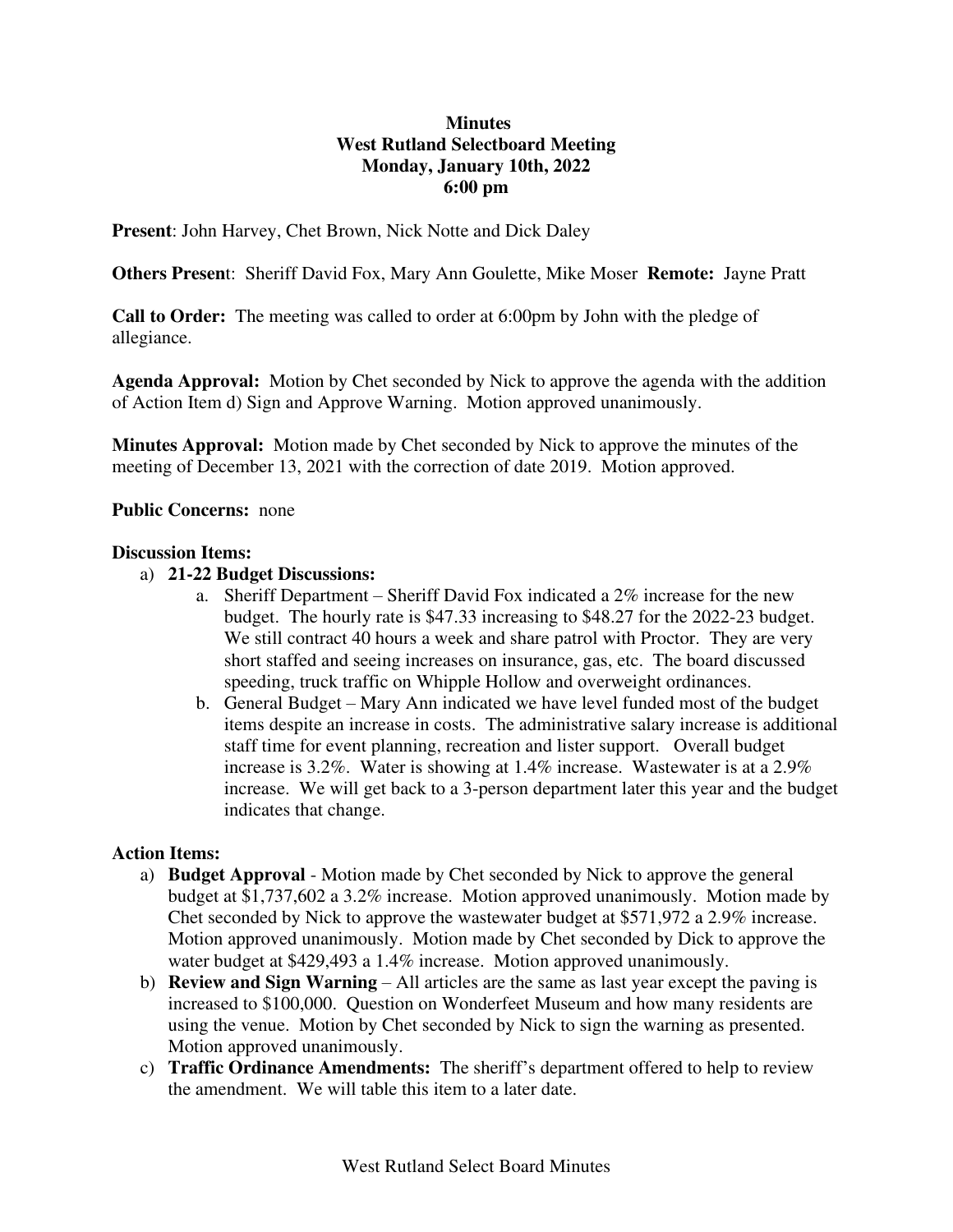# Minutes
## West Rutland Selectboard Meeting
### Monday, January 10th, 2022
### 6:00 pm

**Present**: John Harvey, Chet Brown, Nick Notte and Dick Daley

**Others Present**: Sheriff David Fox, Mary Ann Goulette, Mike Moser **Remote:** Jayne Pratt

**Call to Order:** The meeting was called to order at 6:00pm by John with the pledge of allegiance.

**Agenda Approval:** Motion by Chet seconded by Nick to approve the agenda with the addition of Action Item d) Sign and Approve Warning. Motion approved unanimously.

**Minutes Approval:** Motion made by Chet seconded by Nick to approve the minutes of the meeting of December 13, 2021 with the correction of date 2019. Motion approved.

**Public Concerns:** none

**Discussion Items:**

a) **21-22 Budget Discussions:**
   a. Sheriff Department – Sheriff David Fox indicated a 2% increase for the new budget. The hourly rate is $47.33 increasing to $48.27 for the 2022-23 budget. We still contract 40 hours a week and share patrol with Proctor. They are very short staffed and seeing increases on insurance, gas, etc. The board discussed speeding, truck traffic on Whipple Hollow and overweight ordinances.
   b. General Budget – Mary Ann indicated we have level funded most of the budget items despite an increase in costs. The administrative salary increase is additional staff time for event planning, recreation and lister support. Overall budget increase is 3.2%. Water is showing at 1.4% increase. Wastewater is at a 2.9% increase. We will get back to a 3-person department later this year and the budget indicates that change.

**Action Items:**

a) **Budget Approval** - Motion made by Chet seconded by Nick to approve the general budget at $1,737,602 a 3.2% increase. Motion approved unanimously. Motion made by Chet seconded by Nick to approve the wastewater budget at $571,972 a 2.9% increase. Motion approved unanimously. Motion made by Chet seconded by Dick to approve the water budget at $429,493 a 1.4% increase. Motion approved unanimously.

b) **Review and Sign Warning** – All articles are the same as last year except the paving is increased to $100,000. Question on Wonderfeet Museum and how many residents are using the venue. Motion by Chet seconded by Nick to sign the warning as presented. Motion approved unanimously.

c) **Traffic Ordinance Amendments:** The sheriff's department offered to help to review the amendment. We will table this item to a later date.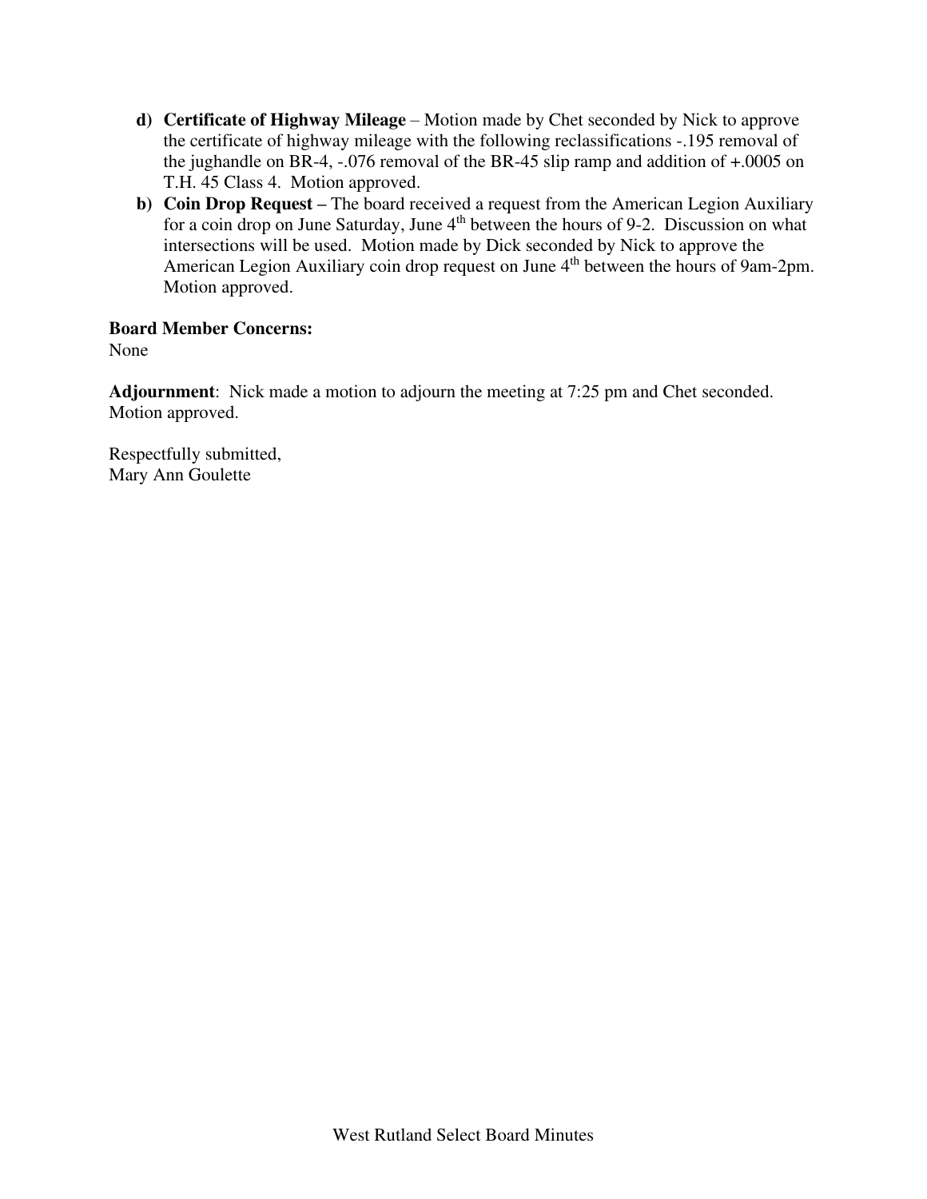d) **Certificate of Highway Mileage** – Motion made by Chet seconded by Nick to approve the certificate of highway mileage with the following reclassifications -.195 removal of the jughandle on BR-4, -.076 removal of the BR-45 slip ramp and addition of +.0005 on T.H. 45 Class 4. Motion approved.

b) **Coin Drop Request** – The board received a request from the American Legion Auxiliary for a coin drop on June Saturday, June 4th between the hours of 9-2. Discussion on what intersections will be used. Motion made by Dick seconded by Nick to approve the American Legion Auxiliary coin drop request on June 4th between the hours of 9am-2pm. Motion approved.

**Board Member Concerns:**
None

**Adjournment**: Nick made a motion to adjourn the meeting at 7:25 pm and Chet seconded. Motion approved.

Respectfully submitted,
Mary Ann Goulette